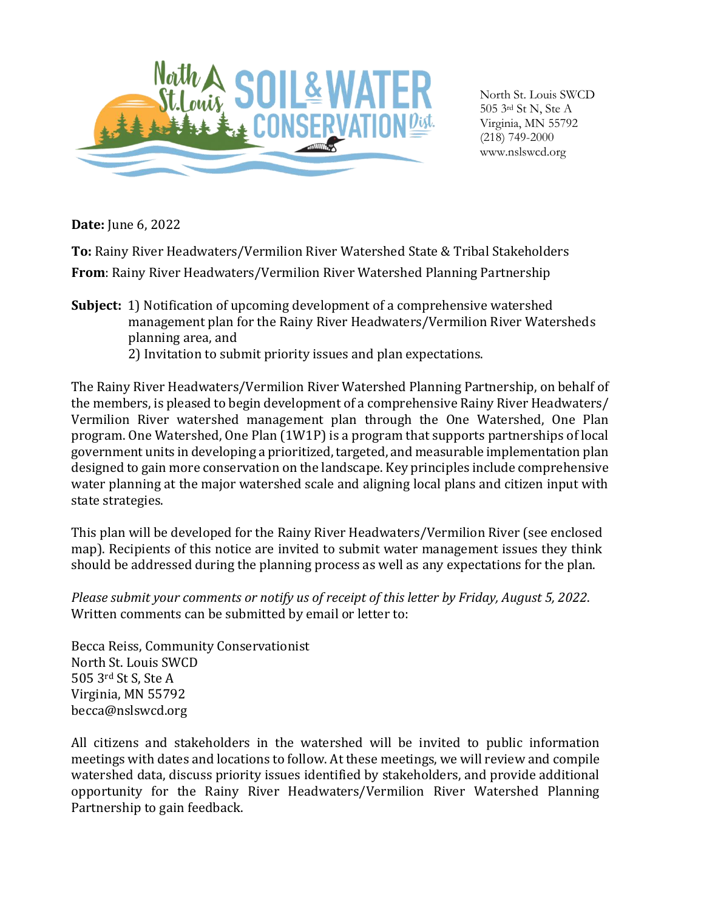North St. Louis SWCD
505 3rd St N, Ste A
Virginia, MN 55792
(218) 749-2000
www.nslswcd.org

**Date:** June 6, 2022

**To:** Rainy River Headwaters/Vermilion River Watershed State & Tribal Stakeholders

**From**: Rainy River Headwaters/Vermilion River Watershed Planning Partnership

**Subject:** 1) Notification of upcoming development of a comprehensive watershed management plan for the Rainy River Headwaters/Vermilion River Watersheds planning area, and
2) Invitation to submit priority issues and plan expectations.

The Rainy River Headwaters/Vermilion River Watershed Planning Partnership, on behalf of the members, is pleased to begin development of a comprehensive Rainy River Headwaters/ Vermilion River watershed management plan through the One Watershed, One Plan program. One Watershed, One Plan (1W1P) is a program that supports partnerships of local government units in developing a prioritized, targeted, and measurable implementation plan designed to gain more conservation on the landscape. Key principles include comprehensive water planning at the major watershed scale and aligning local plans and citizen input with state strategies.

This plan will be developed for the Rainy River Headwaters/Vermilion River (see enclosed map). Recipients of this notice are invited to submit water management issues they think should be addressed during the planning process as well as any expectations for the plan.

*Please submit your comments or notify us of receipt of this letter by Friday, August 5, 2022*. Written comments can be submitted by email or letter to:

Becca Reiss, Community Conservationist
North St. Louis SWCD
505 3rd St S, Ste A
Virginia, MN 55792
becca@nslswcd.org

All citizens and stakeholders in the watershed will be invited to public information meetings with dates and locations to follow. At these meetings, we will review and compile watershed data, discuss priority issues identified by stakeholders, and provide additional opportunity for the Rainy River Headwaters/Vermilion River Watershed Planning Partnership to gain feedback.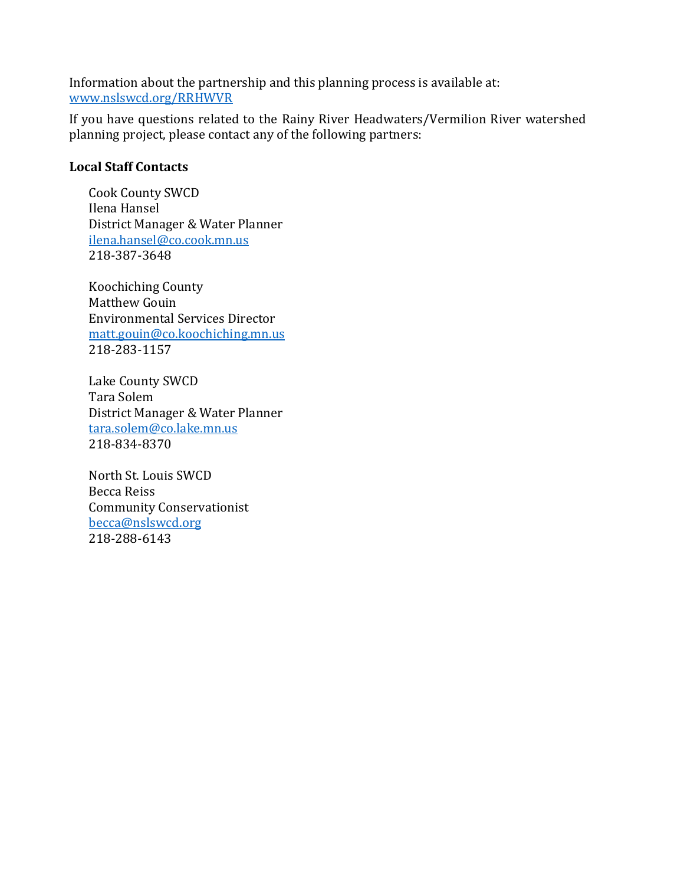Information about the partnership and this planning process is available at: www.nslswcd.org/RRHWVR

If you have questions related to the Rainy River Headwaters/Vermilion River watershed planning project, please contact any of the following partners:

**Local Staff Contacts**

Cook County SWCD
Ilena Hansel
District Manager & Water Planner
ilena.hansel@co.cook.mn.us
218-387-3648

Koochiching County
Matthew Gouin
Environmental Services Director
matt.gouin@co.koochiching.mn.us
218-283-1157

Lake County SWCD
Tara Solem
District Manager & Water Planner
tara.solem@co.lake.mn.us
218-834-8370

North St. Louis SWCD
Becca Reiss
Community Conservationist
becca@nslswcd.org
218-288-6143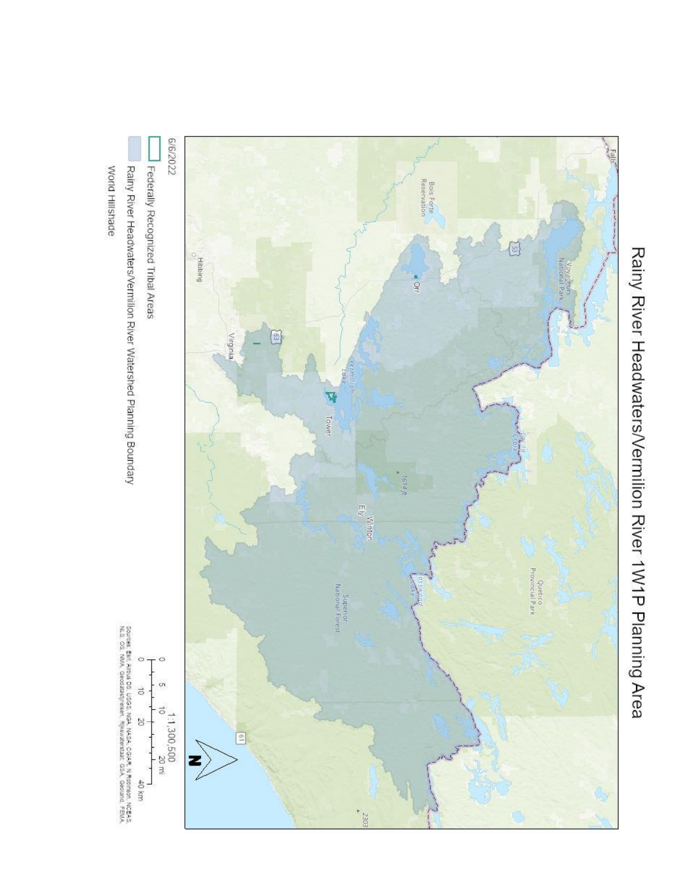# Rainy River Headwaters/Vermilion River 1W1P Planning Area

Falls

Voyageurs National Park

Bois Forte Reservation

53

Orr

Vermilion Lake

Tower

Lac la Croix

1674 ft

Hibbing

Virginia

53

Ely

Winton

Quetico Provincial Park

Basswood Lake

Superior National Forest

61

2303

1:1,300,500

0 5 10 20 mi

0 10 20 40 km

N

Sources: Esri, Airbus DS, USGS, NGA, NASA, CGIAR, N Robinson, NCEAS, NLS, OS, NMA, Geodatastyrelsen, Rijkswaterstaat, GSA, Geoland, FEMA,

6/6/2022

Federally Recognized Tribal Areas

Rainy River Headwaters/Vermilion River Watershed Planning Boundary

World Hillshade